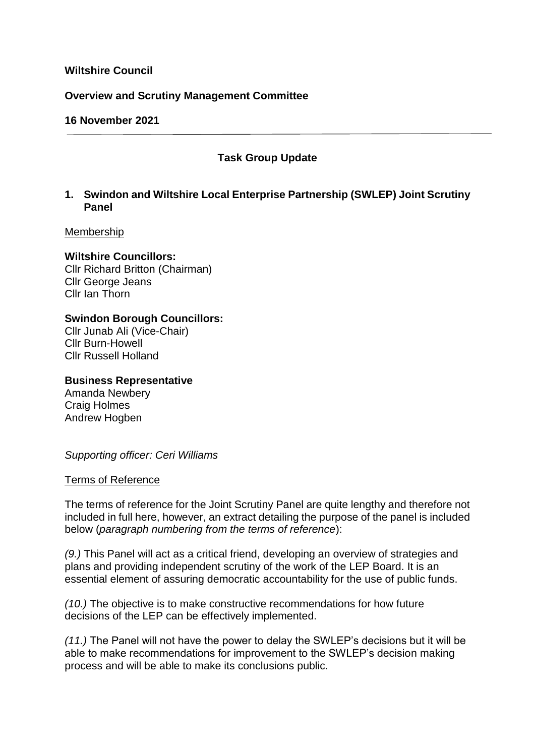**Wiltshire Council**

**Overview and Scrutiny Management Committee**

**16 November 2021**

---

**Task Group Update**

## 1. Swindon and Wiltshire Local Enterprise Partnership (SWLEP) Joint Scrutiny Panel

Membership

**Wiltshire Councillors:**
Cllr Richard Britton (Chairman)
Cllr George Jeans
Cllr Ian Thorn

**Swindon Borough Councillors:**
Cllr Junab Ali (Vice-Chair)
Cllr Burn-Howell
Cllr Russell Holland

**Business Representative**
Amanda Newbery
Craig Holmes
Andrew Hogben

*Supporting officer: Ceri Williams*

Terms of Reference

The terms of reference for the Joint Scrutiny Panel are quite lengthy and therefore not included in full here, however, an extract detailing the purpose of the panel is included below (*paragraph numbering from the terms of reference*):

*(9.)* This Panel will act as a critical friend, developing an overview of strategies and plans and providing independent scrutiny of the work of the LEP Board. It is an essential element of assuring democratic accountability for the use of public funds.

*(10.)* The objective is to make constructive recommendations for how future decisions of the LEP can be effectively implemented.

*(11.)* The Panel will not have the power to delay the SWLEP's decisions but it will be able to make recommendations for improvement to the SWLEP's decision making process and will be able to make its conclusions public.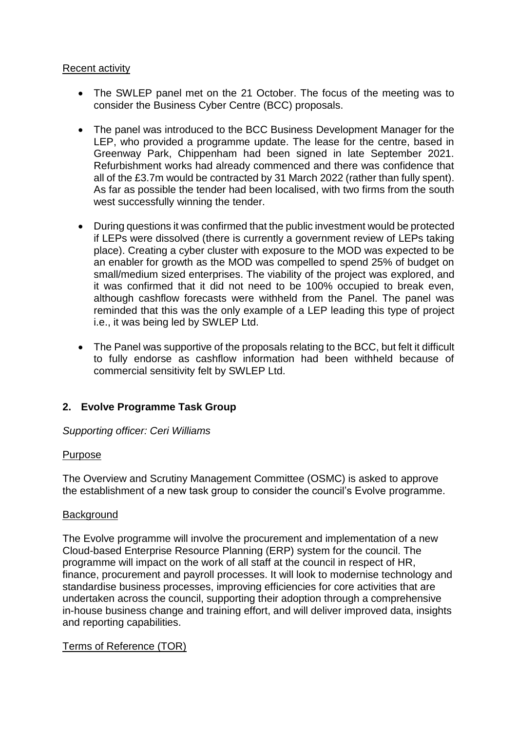Recent activity

- The SWLEP panel met on the 21 October. The focus of the meeting was to consider the Business Cyber Centre (BCC) proposals.

- The panel was introduced to the BCC Business Development Manager for the LEP, who provided a programme update. The lease for the centre, based in Greenway Park, Chippenham had been signed in late September 2021. Refurbishment works had already commenced and there was confidence that all of the £3.7m would be contracted by 31 March 2022 (rather than fully spent). As far as possible the tender had been localised, with two firms from the south west successfully winning the tender.

- During questions it was confirmed that the public investment would be protected if LEPs were dissolved (there is currently a government review of LEPs taking place). Creating a cyber cluster with exposure to the MOD was expected to be an enabler for growth as the MOD was compelled to spend 25% of budget on small/medium sized enterprises. The viability of the project was explored, and it was confirmed that it did not need to be 100% occupied to break even, although cashflow forecasts were withheld from the Panel. The panel was reminded that this was the only example of a LEP leading this type of project i.e., it was being led by SWLEP Ltd.

- The Panel was supportive of the proposals relating to the BCC, but felt it difficult to fully endorse as cashflow information had been withheld because of commercial sensitivity felt by SWLEP Ltd.

## 2. Evolve Programme Task Group

*Supporting officer: Ceri Williams*

Purpose

The Overview and Scrutiny Management Committee (OSMC) is asked to approve the establishment of a new task group to consider the council's Evolve programme.

Background

The Evolve programme will involve the procurement and implementation of a new Cloud-based Enterprise Resource Planning (ERP) system for the council. The programme will impact on the work of all staff at the council in respect of HR, finance, procurement and payroll processes. It will look to modernise technology and standardise business processes, improving efficiencies for core activities that are undertaken across the council, supporting their adoption through a comprehensive in-house business change and training effort, and will deliver improved data, insights and reporting capabilities.

Terms of Reference (TOR)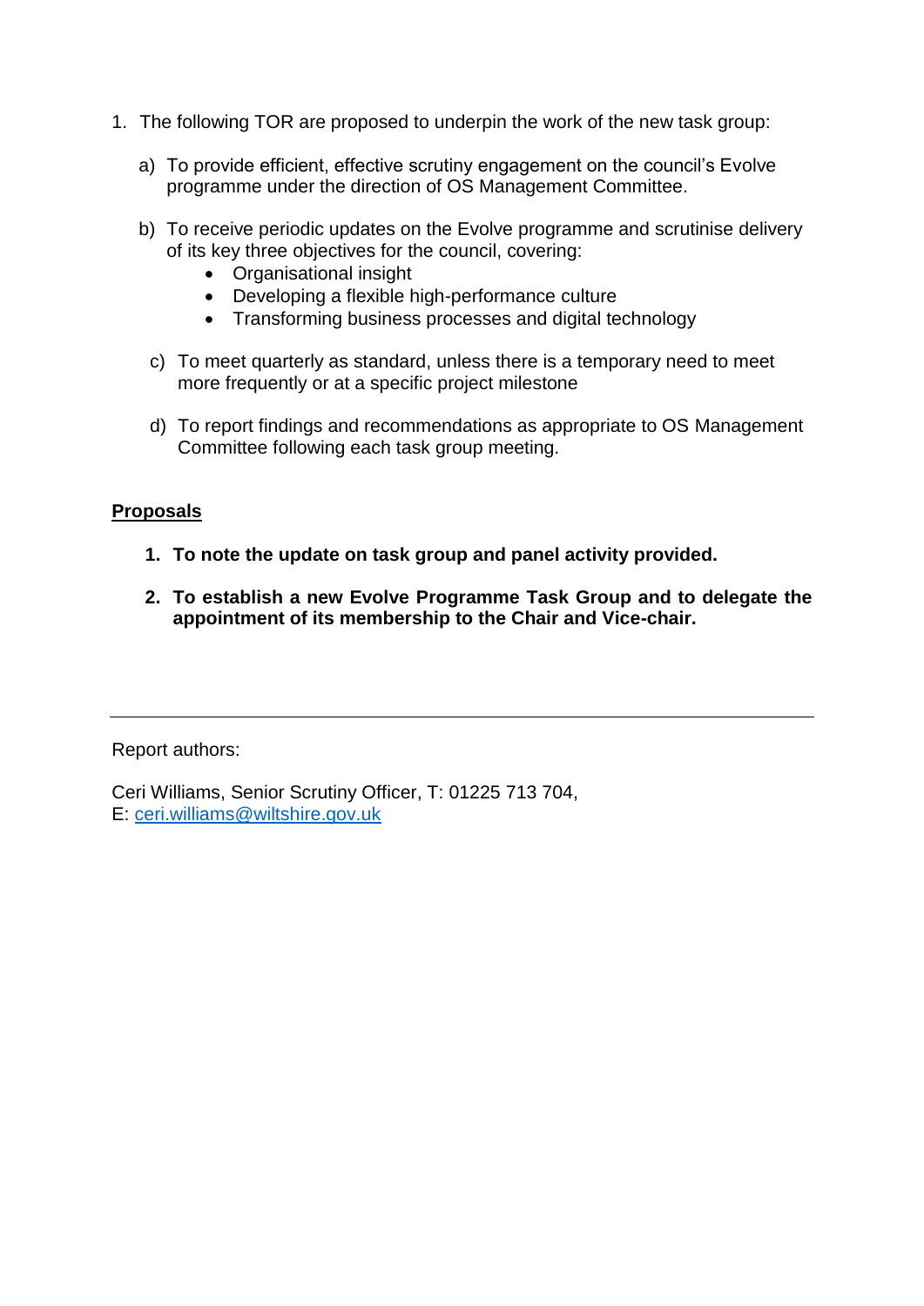1. The following TOR are proposed to underpin the work of the new task group:

   a) To provide efficient, effective scrutiny engagement on the council's Evolve programme under the direction of OS Management Committee.

   b) To receive periodic updates on the Evolve programme and scrutinise delivery of its key three objectives for the council, covering:
      - Organisational insight
      - Developing a flexible high-performance culture
      - Transforming business processes and digital technology

   c) To meet quarterly as standard, unless there is a temporary need to meet more frequently or at a specific project milestone

   d) To report findings and recommendations as appropriate to OS Management Committee following each task group meeting.

## Proposals

1. **To note the update on task group and panel activity provided.**

2. **To establish a new Evolve Programme Task Group and to delegate the appointment of its membership to the Chair and Vice-chair.**

---

Report authors:

Ceri Williams, Senior Scrutiny Officer, T: 01225 713 704,
E: ceri.williams@wiltshire.gov.uk